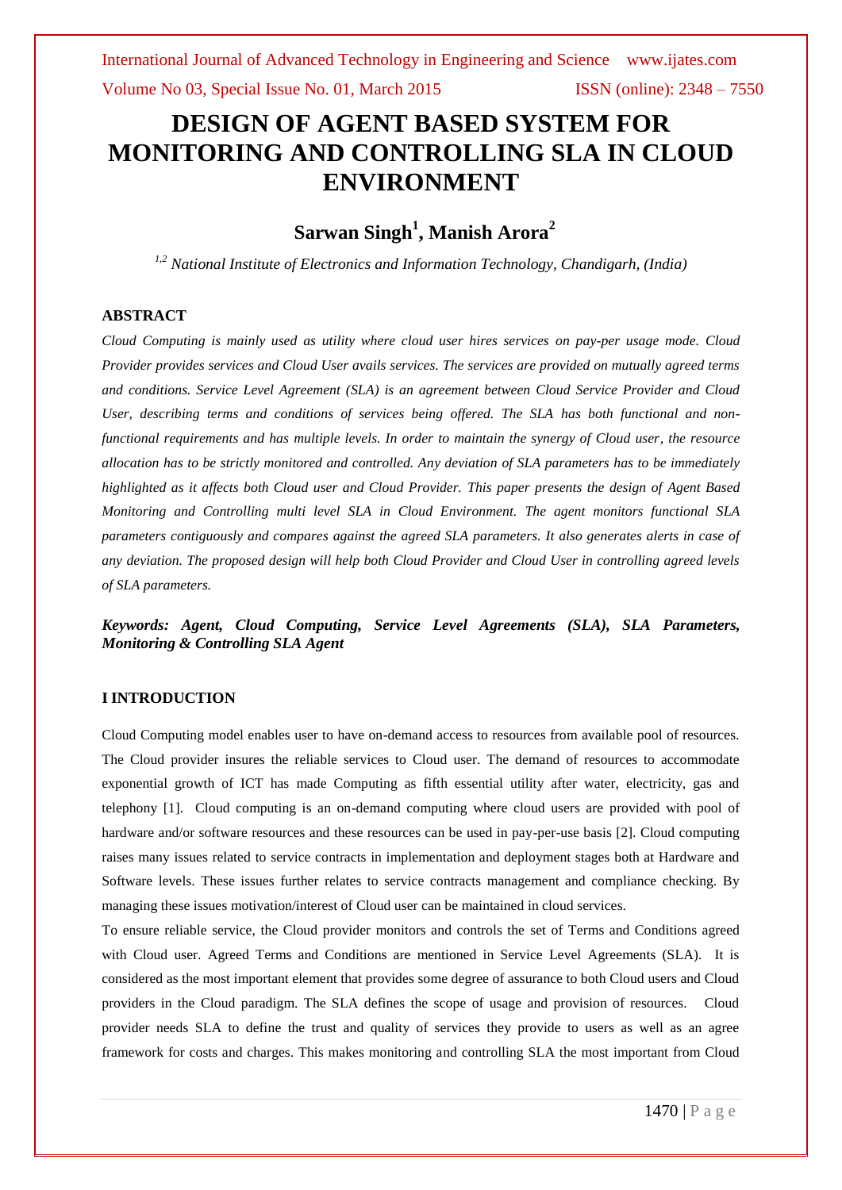# DESIGN OF AGENT BASED SYSTEM FOR MONITORING AND CONTROLLING SLA IN CLOUD ENVIRONMENT

## Sarwan Singh[1], Manish Arora[2]

*[1,2] National Institute of Electronics and Information Technology, Chandigarh, (India)*

### ABSTRACT

*Cloud Computing is mainly used as utility where cloud user hires services on pay-per usage mode. Cloud Provider provides services and Cloud User avails services. The services are provided on mutually agreed terms and conditions. Service Level Agreement (SLA) is an agreement between Cloud Service Provider and Cloud User, describing terms and conditions of services being offered. The SLA has both functional and non-functional requirements and has multiple levels. In order to maintain the synergy of Cloud user, the resource allocation has to be strictly monitored and controlled. Any deviation of SLA parameters has to be immediately highlighted as it affects both Cloud user and Cloud Provider. This paper presents the design of Agent Based Monitoring and Controlling multi level SLA in Cloud Environment. The agent monitors functional SLA parameters contiguously and compares against the agreed SLA parameters. It also generates alerts in case of any deviation. The proposed design will help both Cloud Provider and Cloud User in controlling agreed levels of SLA parameters.*

***Keywords: Agent, Cloud Computing, Service Level Agreements (SLA), SLA Parameters, Monitoring & Controlling SLA Agent***

### I INTRODUCTION

Cloud Computing model enables user to have on-demand access to resources from available pool of resources. The Cloud provider insures the reliable services to Cloud user. The demand of resources to accommodate exponential growth of ICT has made Computing as fifth essential utility after water, electricity, gas and telephony [1]. Cloud computing is an on-demand computing where cloud users are provided with pool of hardware and/or software resources and these resources can be used in pay-per-use basis [2]. Cloud computing raises many issues related to service contracts in implementation and deployment stages both at Hardware and Software levels. These issues further relates to service contracts management and compliance checking. By managing these issues motivation/interest of Cloud user can be maintained in cloud services.

To ensure reliable service, the Cloud provider monitors and controls the set of Terms and Conditions agreed with Cloud user. Agreed Terms and Conditions are mentioned in Service Level Agreements (SLA). It is considered as the most important element that provides some degree of assurance to both Cloud users and Cloud providers in the Cloud paradigm. The SLA defines the scope of usage and provision of resources. Cloud provider needs SLA to define the trust and quality of services they provide to users as well as an agree framework for costs and charges. This makes monitoring and controlling SLA the most important from Cloud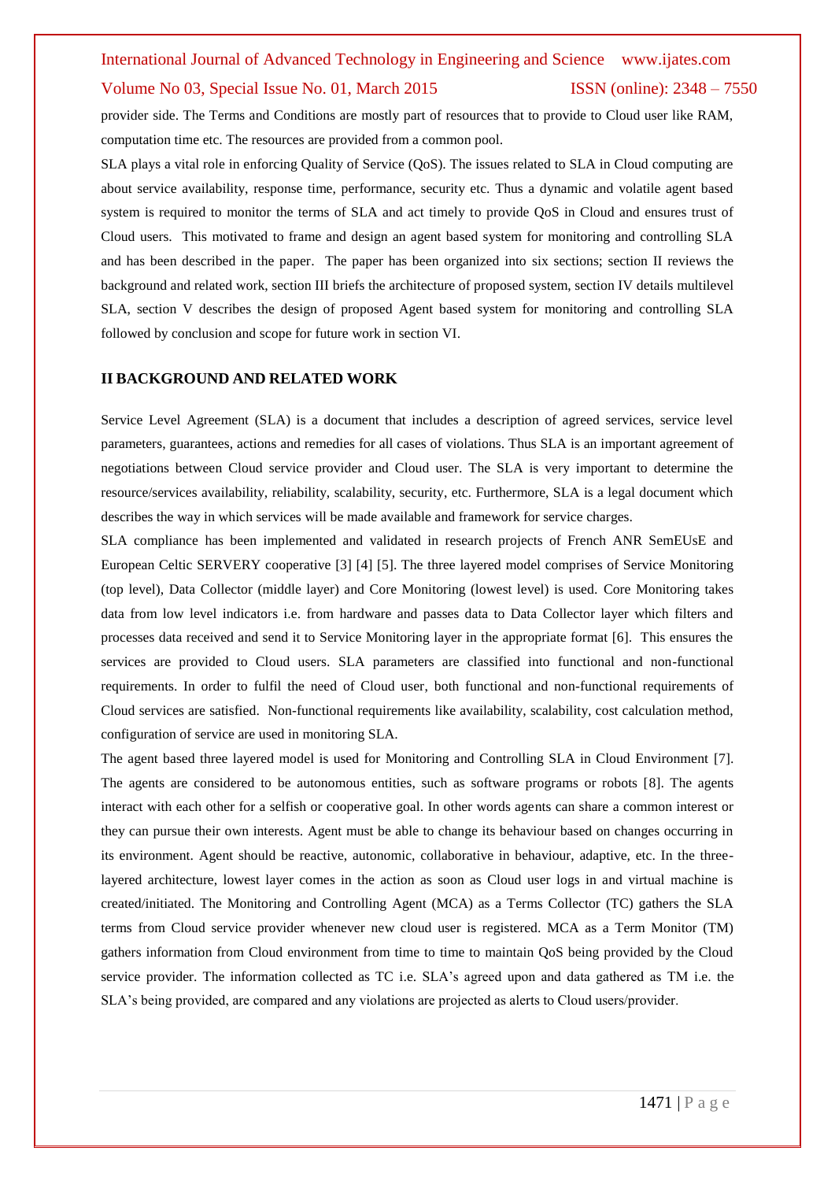provider side. The Terms and Conditions are mostly part of resources that to provide to Cloud user like RAM, computation time etc. The resources are provided from a common pool.

SLA plays a vital role in enforcing Quality of Service (QoS). The issues related to SLA in Cloud computing are about service availability, response time, performance, security etc. Thus a dynamic and volatile agent based system is required to monitor the terms of SLA and act timely to provide QoS in Cloud and ensures trust of Cloud users. This motivated to frame and design an agent based system for monitoring and controlling SLA and has been described in the paper. The paper has been organized into six sections; section II reviews the background and related work, section III briefs the architecture of proposed system, section IV details multilevel SLA, section V describes the design of proposed Agent based system for monitoring and controlling SLA followed by conclusion and scope for future work in section VI.

## II BACKGROUND AND RELATED WORK

Service Level Agreement (SLA) is a document that includes a description of agreed services, service level parameters, guarantees, actions and remedies for all cases of violations. Thus SLA is an important agreement of negotiations between Cloud service provider and Cloud user. The SLA is very important to determine the resource/services availability, reliability, scalability, security, etc. Furthermore, SLA is a legal document which describes the way in which services will be made available and framework for service charges.

SLA compliance has been implemented and validated in research projects of French ANR SemEUsE and European Celtic SERVERY cooperative [3] [4] [5]. The three layered model comprises of Service Monitoring (top level), Data Collector (middle layer) and Core Monitoring (lowest level) is used. Core Monitoring takes data from low level indicators i.e. from hardware and passes data to Data Collector layer which filters and processes data received and send it to Service Monitoring layer in the appropriate format [6]. This ensures the services are provided to Cloud users. SLA parameters are classified into functional and non-functional requirements. In order to fulfil the need of Cloud user, both functional and non-functional requirements of Cloud services are satisfied. Non-functional requirements like availability, scalability, cost calculation method, configuration of service are used in monitoring SLA.

The agent based three layered model is used for Monitoring and Controlling SLA in Cloud Environment [7]. The agents are considered to be autonomous entities, such as software programs or robots [8]. The agents interact with each other for a selfish or cooperative goal. In other words agents can share a common interest or they can pursue their own interests. Agent must be able to change its behaviour based on changes occurring in its environment. Agent should be reactive, autonomic, collaborative in behaviour, adaptive, etc. In the three-layered architecture, lowest layer comes in the action as soon as Cloud user logs in and virtual machine is created/initiated. The Monitoring and Controlling Agent (MCA) as a Terms Collector (TC) gathers the SLA terms from Cloud service provider whenever new cloud user is registered. MCA as a Term Monitor (TM) gathers information from Cloud environment from time to time to maintain QoS being provided by the Cloud service provider. The information collected as TC i.e. SLA's agreed upon and data gathered as TM i.e. the SLA's being provided, are compared and any violations are projected as alerts to Cloud users/provider.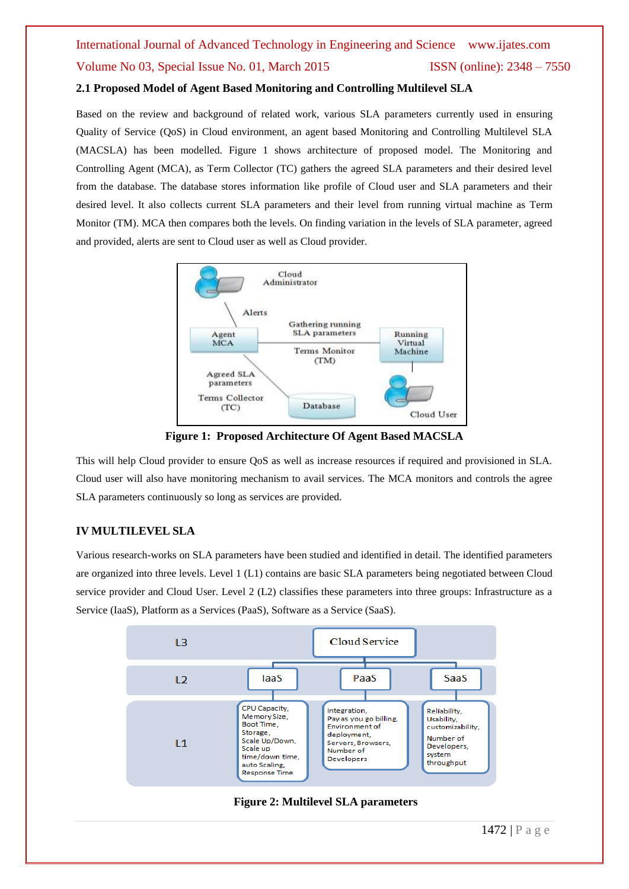## 2.1 Proposed Model of Agent Based Monitoring and Controlling Multilevel SLA

Based on the review and background of related work, various SLA parameters currently used in ensuring Quality of Service (QoS) in Cloud environment, an agent based Monitoring and Controlling Multilevel SLA (MACSLA) has been modelled. Figure 1 shows architecture of proposed model. The Monitoring and Controlling Agent (MCA), as Term Collector (TC) gathers the agreed SLA parameters and their desired level from the database. The database stores information like profile of Cloud user and SLA parameters and their desired level. It also collects current SLA parameters and their level from running virtual machine as Term Monitor (TM). MCA then compares both the levels. On finding variation in the levels of SLA parameter, agreed and provided, alerts are sent to Cloud user as well as Cloud provider.

**Figure 1: Proposed Architecture Of Agent Based MACSLA**

This will help Cloud provider to ensure QoS as well as increase resources if required and provisioned in SLA. Cloud user will also have monitoring mechanism to avail services. The MCA monitors and controls the agree SLA parameters continuously so long as services are provided.

## IV MULTILEVEL SLA

Various research-works on SLA parameters have been studied and identified in detail. The identified parameters are organized into three levels. Level 1 (L1) contains are basic SLA parameters being negotiated between Cloud service provider and Cloud User. Level 2 (L2) classifies these parameters into three groups: Infrastructure as a Service (IaaS), Platform as a Services (PaaS), Software as a Service (SaaS).

**Figure 2: Multilevel SLA parameters**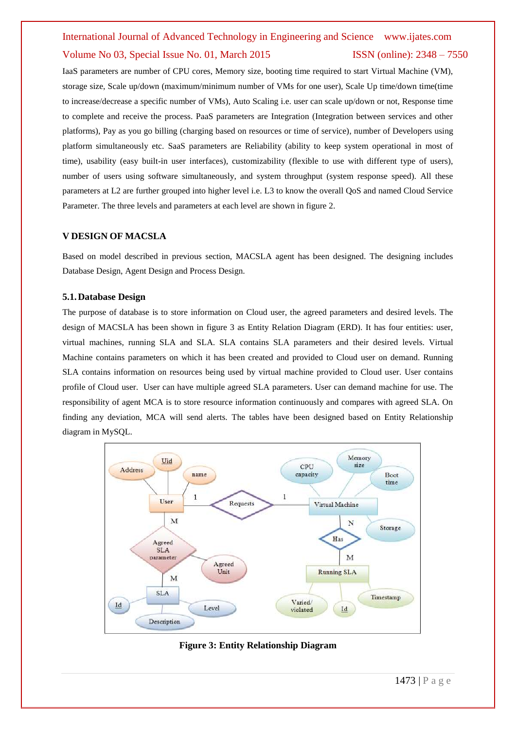IaaS parameters are number of CPU cores, Memory size, booting time required to start Virtual Machine (VM), storage size, Scale up/down (maximum/minimum number of VMs for one user), Scale Up time/down time(time to increase/decrease a specific number of VMs), Auto Scaling i.e. user can scale up/down or not, Response time to complete and receive the process. PaaS parameters are Integration (Integration between services and other platforms), Pay as you go billing (charging based on resources or time of service), number of Developers using platform simultaneously etc. SaaS parameters are Reliability (ability to keep system operational in most of time), usability (easy built-in user interfaces), customizability (flexible to use with different type of users), number of users using software simultaneously, and system throughput (system response speed). All these parameters at L2 are further grouped into higher level i.e. L3 to know the overall QoS and named Cloud Service Parameter. The three levels and parameters at each level are shown in figure 2.

## V DESIGN OF MACSLA

Based on model described in previous section, MACSLA agent has been designed. The designing includes Database Design, Agent Design and Process Design.

### 5.1. Database Design

The purpose of database is to store information on Cloud user, the agreed parameters and desired levels. The design of MACSLA has been shown in figure 3 as Entity Relation Diagram (ERD). It has four entities: user, virtual machines, running SLA and SLA. SLA contains SLA parameters and their desired levels. Virtual Machine contains parameters on which it has been created and provided to Cloud user on demand. Running SLA contains information on resources being used by virtual machine provided to Cloud user. User contains profile of Cloud user. User can have multiple agreed SLA parameters. User can demand machine for use. The responsibility of agent MCA is to store resource information continuously and compares with agreed SLA. On finding any deviation, MCA will send alerts. The tables have been designed based on Entity Relationship diagram in MySQL.

**Figure 3: Entity Relationship Diagram**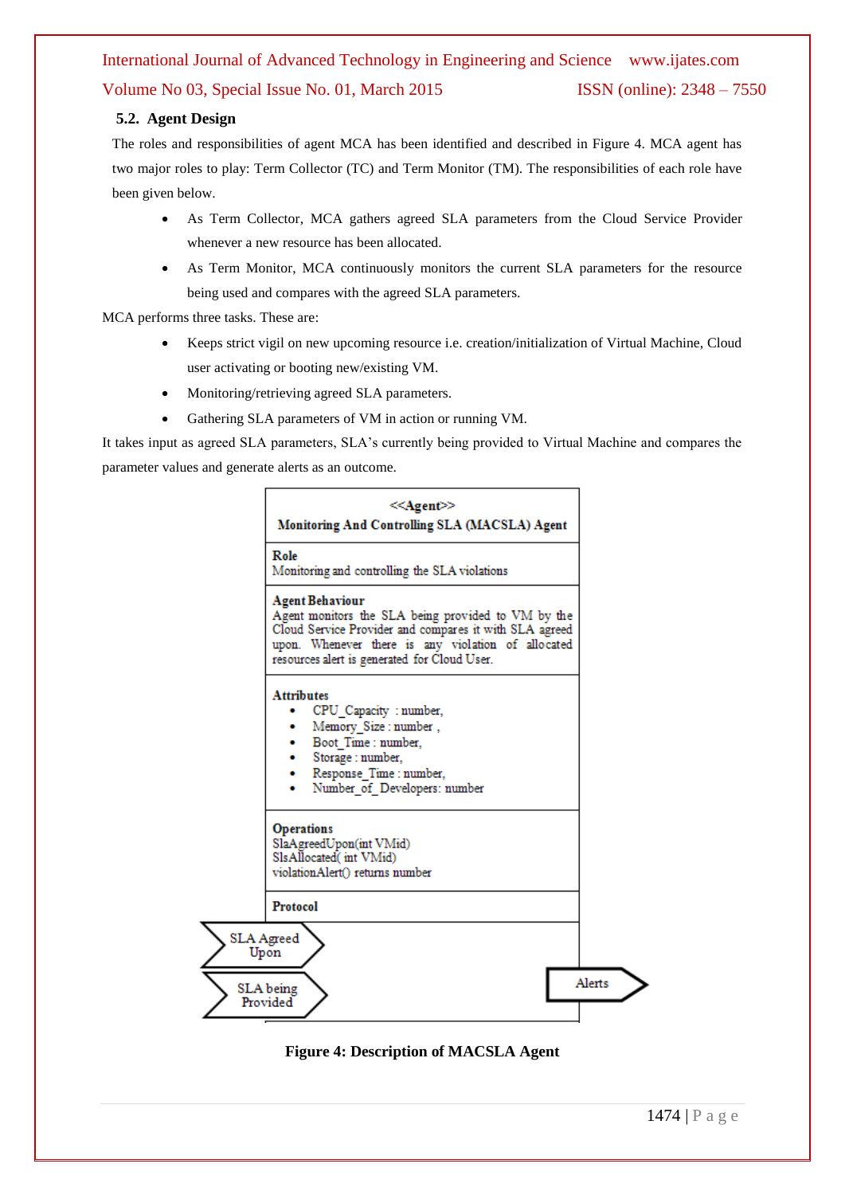### 5.2. Agent Design

The roles and responsibilities of agent MCA has been identified and described in Figure 4. MCA agent has two major roles to play: Term Collector (TC) and Term Monitor (TM). The responsibilities of each role have been given below.

- As Term Collector, MCA gathers agreed SLA parameters from the Cloud Service Provider whenever a new resource has been allocated.
- As Term Monitor, MCA continuously monitors the current SLA parameters for the resource being used and compares with the agreed SLA parameters.

MCA performs three tasks. These are:

- Keeps strict vigil on new upcoming resource i.e. creation/initialization of Virtual Machine, Cloud user activating or booting new/existing VM.
- Monitoring/retrieving agreed SLA parameters.
- Gathering SLA parameters of VM in action or running VM.

It takes input as agreed SLA parameters, SLA's currently being provided to Virtual Machine and compares the parameter values and generate alerts as an outcome.

<<Agent>>
**Monitoring And Controlling SLA (MACSLA) Agent**

**Role**
Monitoring and controlling the SLA violations

**Agent Behaviour**
Agent monitors the SLA being provided to VM by the Cloud Service Provider and compares it with SLA agreed upon. Whenever there is any violation of allocated resources alert is generated for Cloud User.

**Attributes**
- CPU_Capacity : number,
- Memory_Size : number ,
- Boot_Time : number,
- Storage : number,
- Response_Time : number,
- Number_of_Developers: number

**Operations**
SlaAgreedUpon(int VMid)
SlsAllocated( int VMid)
violationAlert() returns number

**Protocol**

SLA Agreed Upon
SLA being Provided
Alerts

**Figure 4: Description of MACSLA Agent**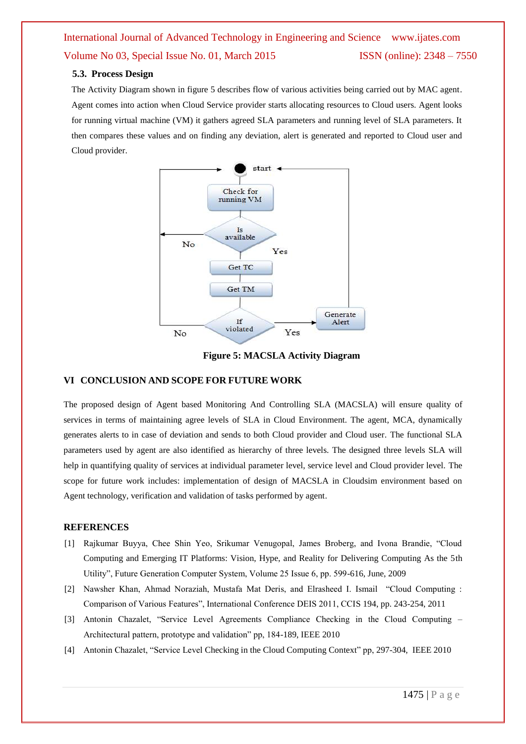### 5.3. Process Design

The Activity Diagram shown in figure 5 describes flow of various activities being carried out by MAC agent. Agent comes into action when Cloud Service provider starts allocating resources to Cloud users. Agent looks for running virtual machine (VM) it gathers agreed SLA parameters and running level of SLA parameters. It then compares these values and on finding any deviation, alert is generated and reported to Cloud user and Cloud provider.

**Figure 5: MACSLA Activity Diagram**

## VI CONCLUSION AND SCOPE FOR FUTURE WORK

The proposed design of Agent based Monitoring And Controlling SLA (MACSLA) will ensure quality of services in terms of maintaining agree levels of SLA in Cloud Environment. The agent, MCA, dynamically generates alerts to in case of deviation and sends to both Cloud provider and Cloud user. The functional SLA parameters used by agent are also identified as hierarchy of three levels. The designed three levels SLA will help in quantifying quality of services at individual parameter level, service level and Cloud provider level. The scope for future work includes: implementation of design of MACSLA in Cloudsim environment based on Agent technology, verification and validation of tasks performed by agent.

## REFERENCES

[1] Rajkumar Buyya, Chee Shin Yeo, Srikumar Venugopal, James Broberg, and Ivona Brandie, "Cloud Computing and Emerging IT Platforms: Vision, Hype, and Reality for Delivering Computing As the 5th Utility", Future Generation Computer System, Volume 25 Issue 6, pp. 599-616, June, 2009

[2] Nawsher Khan, Ahmad Noraziah, Mustafa Mat Deris, and Elrasheed I. Ismail "Cloud Computing : Comparison of Various Features", International Conference DEIS 2011, CCIS 194, pp. 243-254, 2011

[3] Antonin Chazalet, "Service Level Agreements Compliance Checking in the Cloud Computing – Architectural pattern, prototype and validation" pp, 184-189, IEEE 2010

[4] Antonin Chazalet, "Service Level Checking in the Cloud Computing Context" pp, 297-304, IEEE 2010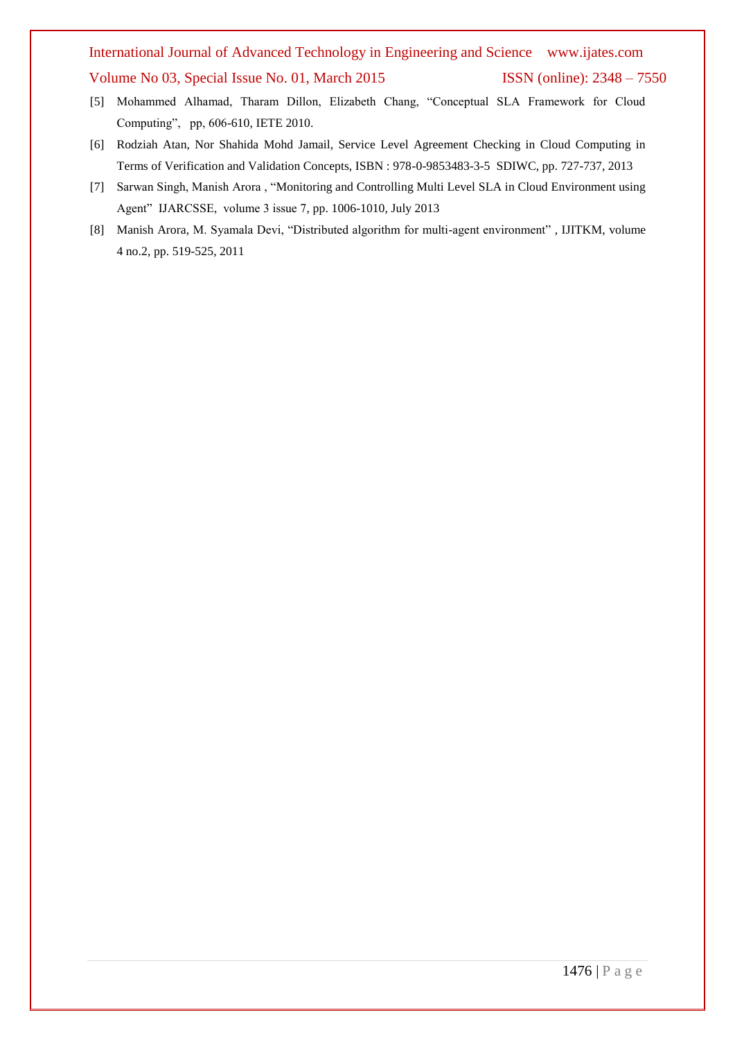[5] Mohammed Alhamad, Tharam Dillon, Elizabeth Chang, "Conceptual SLA Framework for Cloud Computing", pp, 606-610, IETE 2010.

[6] Rodziah Atan, Nor Shahida Mohd Jamail, Service Level Agreement Checking in Cloud Computing in Terms of Verification and Validation Concepts, ISBN : 978-0-9853483-3-5 SDIWC, pp. 727-737, 2013

[7] Sarwan Singh, Manish Arora , "Monitoring and Controlling Multi Level SLA in Cloud Environment using Agent" IJARCSSE, volume 3 issue 7, pp. 1006-1010, July 2013

[8] Manish Arora, M. Syamala Devi, "Distributed algorithm for multi-agent environment" , IJITKM, volume 4 no.2, pp. 519-525, 2011